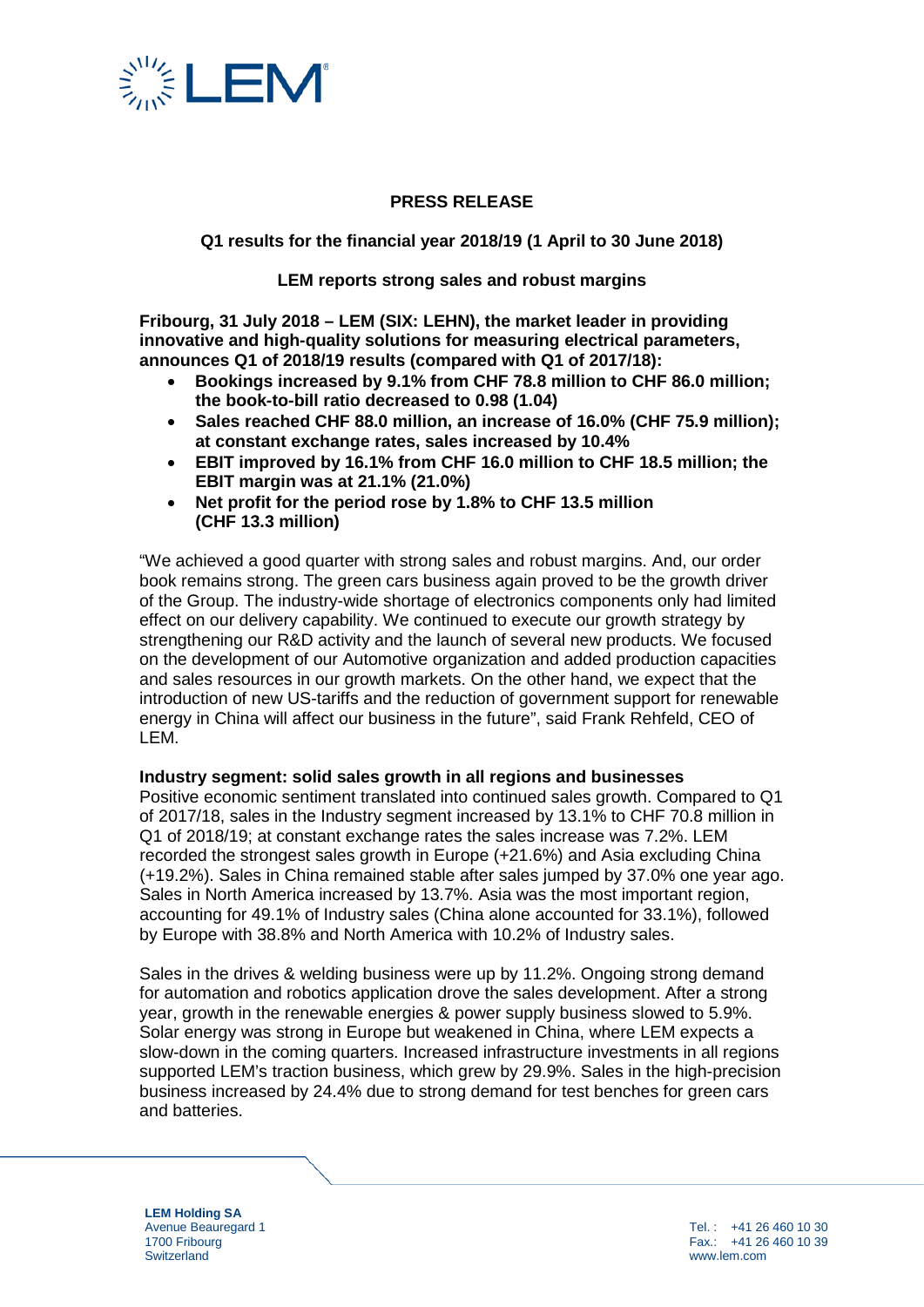**PRESS RELEASE**

**Q1 results for the financial year 2018/19 (1 April to 30 June 2018)**

**LEM reports strong sales and robust margins**

**Fribourg, 31 July 2018 – LEM (SIX: LEHN), the market leader in providing innovative and high-quality solutions for measuring electrical parameters, announces Q1 of 2018/19 results (compared with Q1 of 2017/18):**

- **Bookings increased by 9.1% from CHF 78.8 million to CHF 86.0 million; the book-to-bill ratio decreased to 0.98 (1.04)**
- **Sales reached CHF 88.0 million, an increase of 16.0% (CHF 75.9 million); at constant exchange rates, sales increased by 10.4%**
- **EBIT improved by 16.1% from CHF 16.0 million to CHF 18.5 million; the EBIT margin was at 21.1% (21.0%)**
- **Net profit for the period rose by 1.8% to CHF 13.5 million (CHF 13.3 million)**

"We achieved a good quarter with strong sales and robust margins. And, our order book remains strong. The green cars business again proved to be the growth driver of the Group. The industry-wide shortage of electronics components only had limited effect on our delivery capability. We continued to execute our growth strategy by strengthening our R&D activity and the launch of several new products. We focused on the development of our Automotive organization and added production capacities and sales resources in our growth markets. On the other hand, we expect that the introduction of new US-tariffs and the reduction of government support for renewable energy in China will affect our business in the future", said Frank Rehfeld, CEO of LEM.

**Industry segment: solid sales growth in all regions and businesses**

Positive economic sentiment translated into continued sales growth. Compared to Q1 of 2017/18, sales in the Industry segment increased by 13.1% to CHF 70.8 million in Q1 of 2018/19; at constant exchange rates the sales increase was 7.2%. LEM recorded the strongest sales growth in Europe (+21.6%) and Asia excluding China (+19.2%). Sales in China remained stable after sales jumped by 37.0% one year ago. Sales in North America increased by 13.7%. Asia was the most important region, accounting for 49.1% of Industry sales (China alone accounted for 33.1%), followed by Europe with 38.8% and North America with 10.2% of Industry sales.

Sales in the drives & welding business were up by 11.2%. Ongoing strong demand for automation and robotics application drove the sales development. After a strong year, growth in the renewable energies & power supply business slowed to 5.9%. Solar energy was strong in Europe but weakened in China, where LEM expects a slow-down in the coming quarters. Increased infrastructure investments in all regions supported LEM's traction business, which grew by 29.9%. Sales in the high-precision business increased by 24.4% due to strong demand for test benches for green cars and batteries.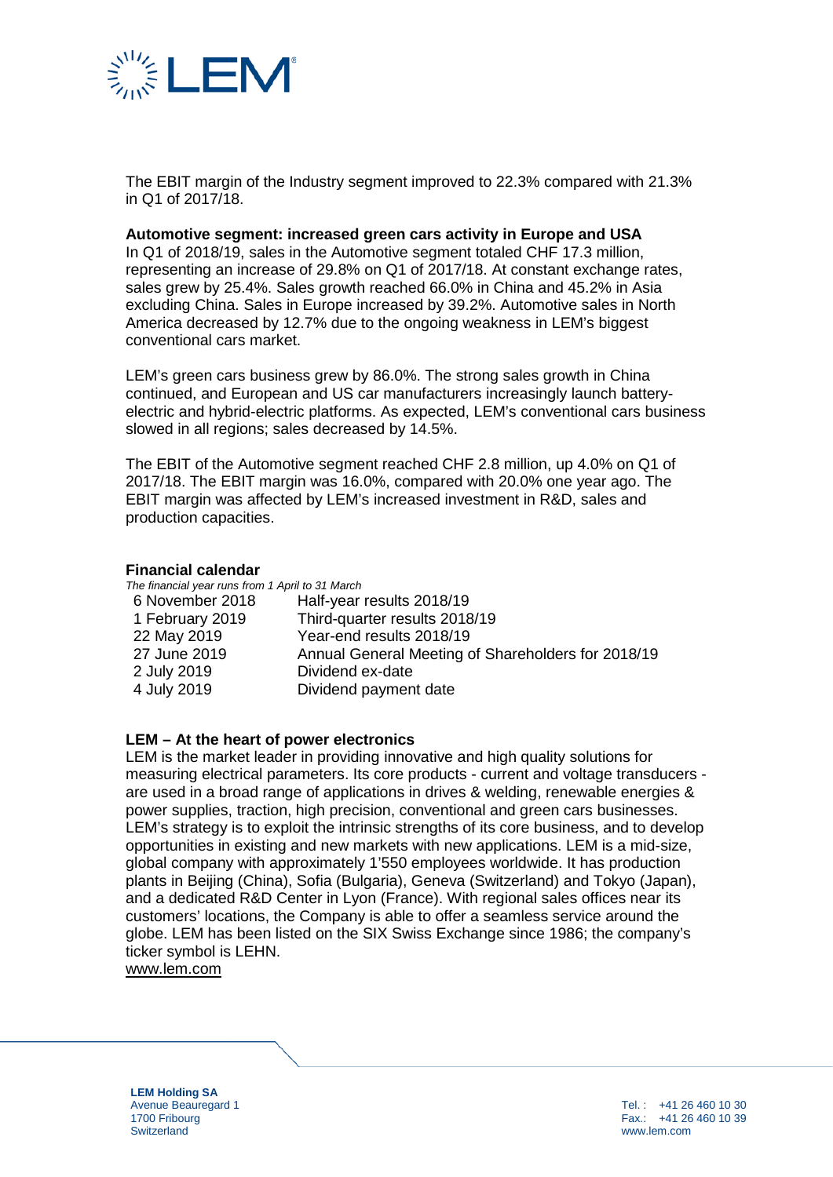The EBIT margin of the Industry segment improved to 22.3% compared with 21.3% in Q1 of 2017/18.

**Automotive segment: increased green cars activity in Europe and USA**

In Q1 of 2018/19, sales in the Automotive segment totaled CHF 17.3 million, representing an increase of 29.8% on Q1 of 2017/18. At constant exchange rates, sales grew by 25.4%. Sales growth reached 66.0% in China and 45.2% in Asia excluding China. Sales in Europe increased by 39.2%. Automotive sales in North America decreased by 12.7% due to the ongoing weakness in LEM's biggest conventional cars market.

LEM's green cars business grew by 86.0%. The strong sales growth in China continued, and European and US car manufacturers increasingly launch battery-electric and hybrid-electric platforms. As expected, LEM's conventional cars business slowed in all regions; sales decreased by 14.5%.

The EBIT of the Automotive segment reached CHF 2.8 million, up 4.0% on Q1 of 2017/18. The EBIT margin was 16.0%, compared with 20.0% one year ago. The EBIT margin was affected by LEM's increased investment in R&D, sales and production capacities.

**Financial calendar**

*The financial year runs from 1 April to 31 March*

| | |
|---|---|
| 6 November 2018 | Half-year results 2018/19 |
| 1 February 2019 | Third-quarter results 2018/19 |
| 22 May 2019 | Year-end results 2018/19 |
| 27 June 2019 | Annual General Meeting of Shareholders for 2018/19 |
| 2 July 2019 | Dividend ex-date |
| 4 July 2019 | Dividend payment date |

**LEM – At the heart of power electronics**

LEM is the market leader in providing innovative and high quality solutions for measuring electrical parameters. Its core products - current and voltage transducers - are used in a broad range of applications in drives & welding, renewable energies & power supplies, traction, high precision, conventional and green cars businesses. LEM's strategy is to exploit the intrinsic strengths of its core business, and to develop opportunities in existing and new markets with new applications. LEM is a mid-size, global company with approximately 1'550 employees worldwide. It has production plants in Beijing (China), Sofia (Bulgaria), Geneva (Switzerland) and Tokyo (Japan), and a dedicated R&D Center in Lyon (France). With regional sales offices near its customers' locations, the Company is able to offer a seamless service around the globe. LEM has been listed on the SIX Swiss Exchange since 1986; the company's ticker symbol is LEHN.

www.lem.com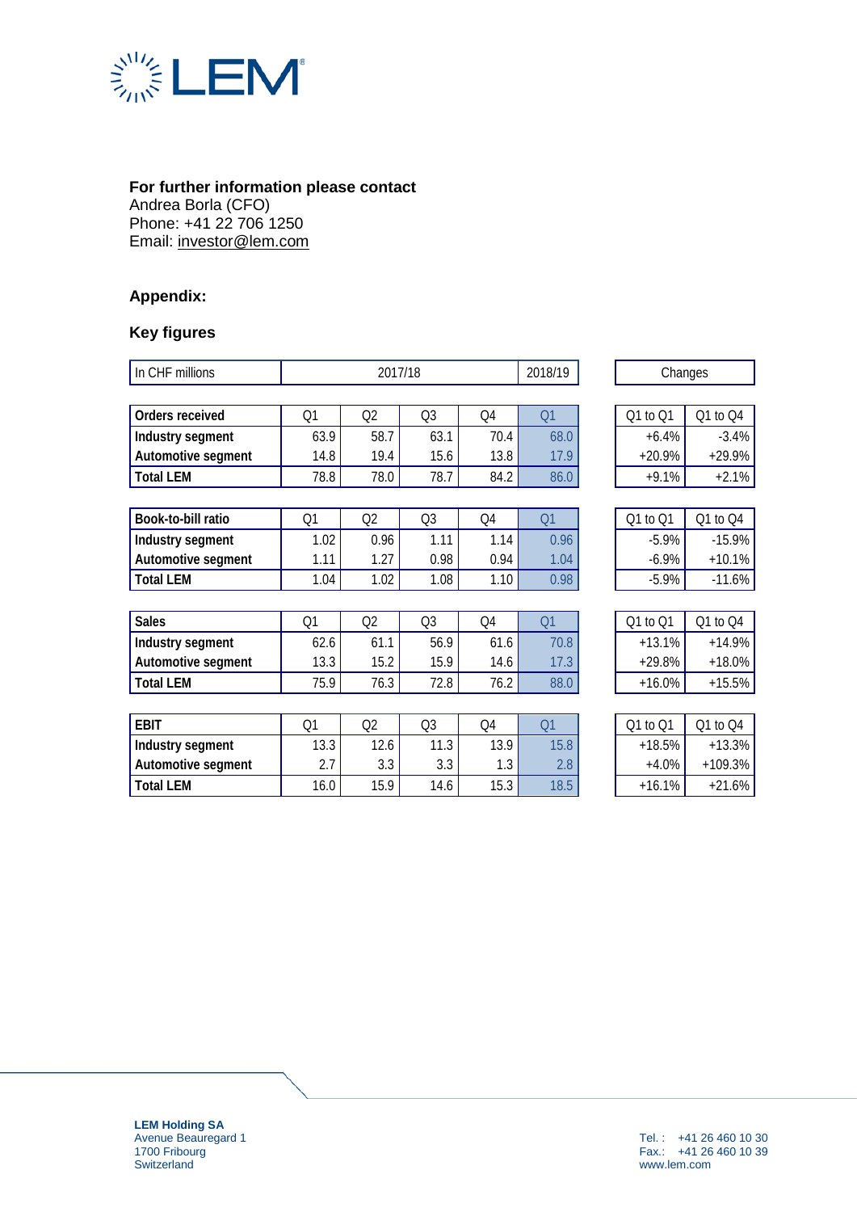**For further information please contact**
Andrea Borla (CFO)
Phone: +41 22 706 1250
Email: investor@lem.com

## Appendix:

### Key figures

| In CHF millions | 2017/18 | | | | 2018/19 | Changes | |
|---|---|---|---|---|---|---|---|
| **Orders received** | Q1 | Q2 | Q3 | Q4 | Q1 | Q1 to Q1 | Q1 to Q4 |
| **Industry segment** | 63.9 | 58.7 | 63.1 | 70.4 | 68.0 | +6.4% | -3.4% |
| **Automotive segment** | 14.8 | 19.4 | 15.6 | 13.8 | 17.9 | +20.9% | +29.9% |
| **Total LEM** | 78.8 | 78.0 | 78.7 | 84.2 | 86.0 | +9.1% | +2.1% |
| **Book-to-bill ratio** | Q1 | Q2 | Q3 | Q4 | Q1 | Q1 to Q1 | Q1 to Q4 |
| **Industry segment** | 1.02 | 0.96 | 1.11 | 1.14 | 0.96 | -5.9% | -15.9% |
| **Automotive segment** | 1.11 | 1.27 | 0.98 | 0.94 | 1.04 | -6.9% | +10.1% |
| **Total LEM** | 1.04 | 1.02 | 1.08 | 1.10 | 0.98 | -5.9% | -11.6% |
| **Sales** | Q1 | Q2 | Q3 | Q4 | Q1 | Q1 to Q1 | Q1 to Q4 |
| **Industry segment** | 62.6 | 61.1 | 56.9 | 61.6 | 70.8 | +13.1% | +14.9% |
| **Automotive segment** | 13.3 | 15.2 | 15.9 | 14.6 | 17.3 | +29.8% | +18.0% |
| **Total LEM** | 75.9 | 76.3 | 72.8 | 76.2 | 88.0 | +16.0% | +15.5% |
| **EBIT** | Q1 | Q2 | Q3 | Q4 | Q1 | Q1 to Q1 | Q1 to Q4 |
| **Industry segment** | 13.3 | 12.6 | 11.3 | 13.9 | 15.8 | +18.5% | +13.3% |
| **Automotive segment** | 2.7 | 3.3 | 3.3 | 1.3 | 2.8 | +4.0% | +109.3% |
| **Total LEM** | 16.0 | 15.9 | 14.6 | 15.3 | 18.5 | +16.1% | +21.6% |

**LEM Holding SA**
Avenue Beauregard 1
1700 Fribourg
Switzerland

Tel. : +41 26 460 10 30
Fax.: +41 26 460 10 39
www.lem.com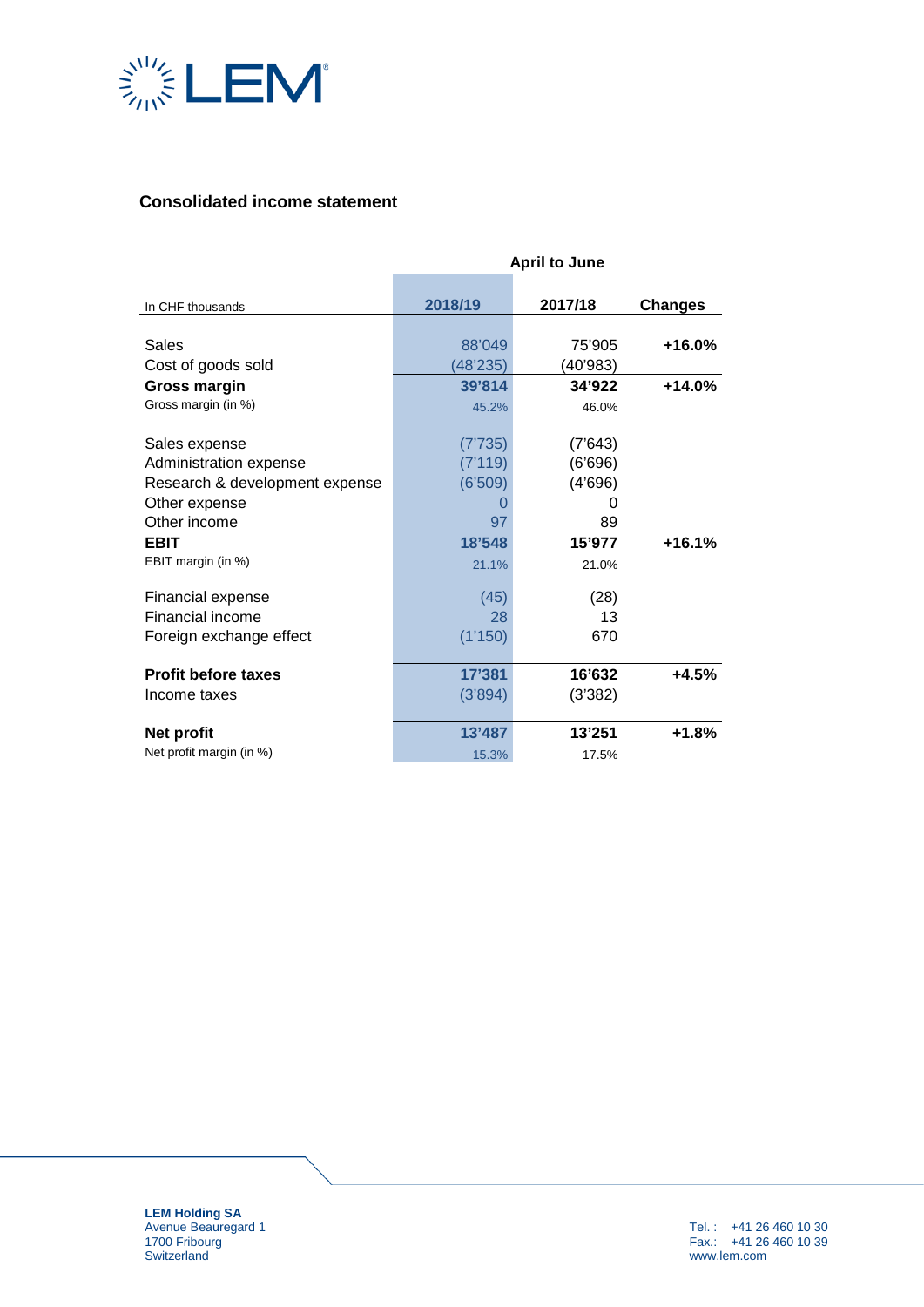## Consolidated income statement

| In CHF thousands | April to June 2018/19 | 2017/18 | Changes |
|---|---|---|---|
| Sales | 88'049 | 75'905 | +16.0% |
| Cost of goods sold | (48'235) | (40'983) | |
| **Gross margin** | **39'814** | **34'922** | **+14.0%** |
| Gross margin (in %) | 45.2% | 46.0% | |
| Sales expense | (7'735) | (7'643) | |
| Administration expense | (7'119) | (6'696) | |
| Research & development expense | (6'509) | (4'696) | |
| Other expense | 0 | 0 | |
| Other income | 97 | 89 | |
| **EBIT** | **18'548** | **15'977** | **+16.1%** |
| EBIT margin (in %) | 21.1% | 21.0% | |
| Financial expense | (45) | (28) | |
| Financial income | 28 | 13 | |
| Foreign exchange effect | (1'150) | 670 | |
| **Profit before taxes** | **17'381** | **16'632** | **+4.5%** |
| Income taxes | (3'894) | (3'382) | |
| **Net profit** | **13'487** | **13'251** | **+1.8%** |
| Net profit margin (in %) | 15.3% | 17.5% | |

**LEM Holding SA**
Avenue Beauregard 1
1700 Fribourg
Switzerland

Tel. : +41 26 460 10 30
Fax.: +41 26 460 10 39
www.lem.com